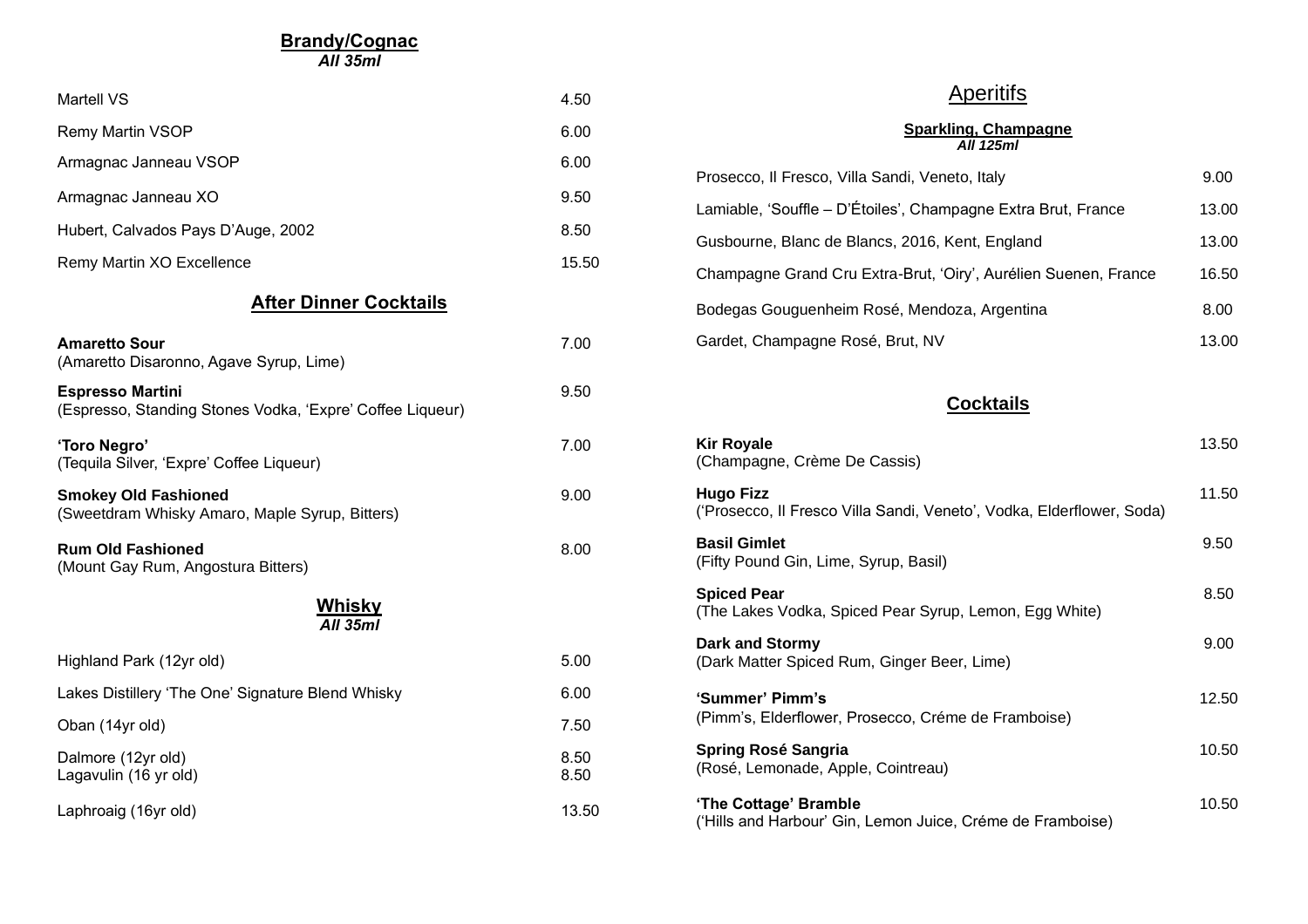## Brandy/Cognac

*All 35ml*

| | |
|---|---|
| Martell VS | 4.50 |
| Remy Martin VSOP | 6.00 |
| Armagnac Janneau VSOP | 6.00 |
| Armagnac Janneau XO | 9.50 |
| Hubert, Calvados Pays D'Auge, 2002 | 8.50 |
| Remy Martin XO Excellence | 15.50 |

## After Dinner Cocktails

| | |
|---|---|
| **Amaretto Sour** (Amaretto Disaronno, Agave Syrup, Lime) | 7.00 |
| **Espresso Martini** (Espresso, Standing Stones Vodka, 'Expre' Coffee Liqueur) | 9.50 |
| **'Toro Negro'** (Tequila Silver, 'Expre' Coffee Liqueur) | 7.00 |
| **Smokey Old Fashioned** (Sweetdram Whisky Amaro, Maple Syrup, Bitters) | 9.00 |
| **Rum Old Fashioned** (Mount Gay Rum, Angostura Bitters) | 8.00 |

## Whisky

*All 35ml*

| | |
|---|---|
| Highland Park (12yr old) | 5.00 |
| Lakes Distillery 'The One' Signature Blend Whisky | 6.00 |
| Oban (14yr old) | 7.50 |
| Dalmore (12yr old) | 8.50 |
| Lagavulin (16 yr old) | 8.50 |
| Laphroaig (16yr old) | 13.50 |

# Aperitifs

## Sparkling, Champagne

*All 125ml*

| | |
|---|---|
| Prosecco, Il Fresco, Villa Sandi, Veneto, Italy | 9.00 |
| Lamiable, 'Souffle – D'Étoiles', Champagne Extra Brut, France | 13.00 |
| Gusbourne, Blanc de Blancs, 2016, Kent, England | 13.00 |
| Champagne Grand Cru Extra-Brut, 'Oiry', Aurélien Suenen, France | 16.50 |
| Bodegas Gouguenheim Rosé, Mendoza, Argentina | 8.00 |
| Gardet, Champagne Rosé, Brut, NV | 13.00 |

## Cocktails

| | |
|---|---|
| **Kir Royale** (Champagne, Crème De Cassis) | 13.50 |
| **Hugo Fizz** ('Prosecco, Il Fresco Villa Sandi, Veneto', Vodka, Elderflower, Soda) | 11.50 |
| **Basil Gimlet** (Fifty Pound Gin, Lime, Syrup, Basil) | 9.50 |
| **Spiced Pear** (The Lakes Vodka, Spiced Pear Syrup, Lemon, Egg White) | 8.50 |
| **Dark and Stormy** (Dark Matter Spiced Rum, Ginger Beer, Lime) | 9.00 |
| **'Summer' Pimm's** (Pimm's, Elderflower, Prosecco, Créme de Framboise) | 12.50 |
| **Spring Rosé Sangria** (Rosé, Lemonade, Apple, Cointreau) | 10.50 |
| **'The Cottage' Bramble** ('Hills and Harbour' Gin, Lemon Juice, Créme de Framboise) | 10.50 |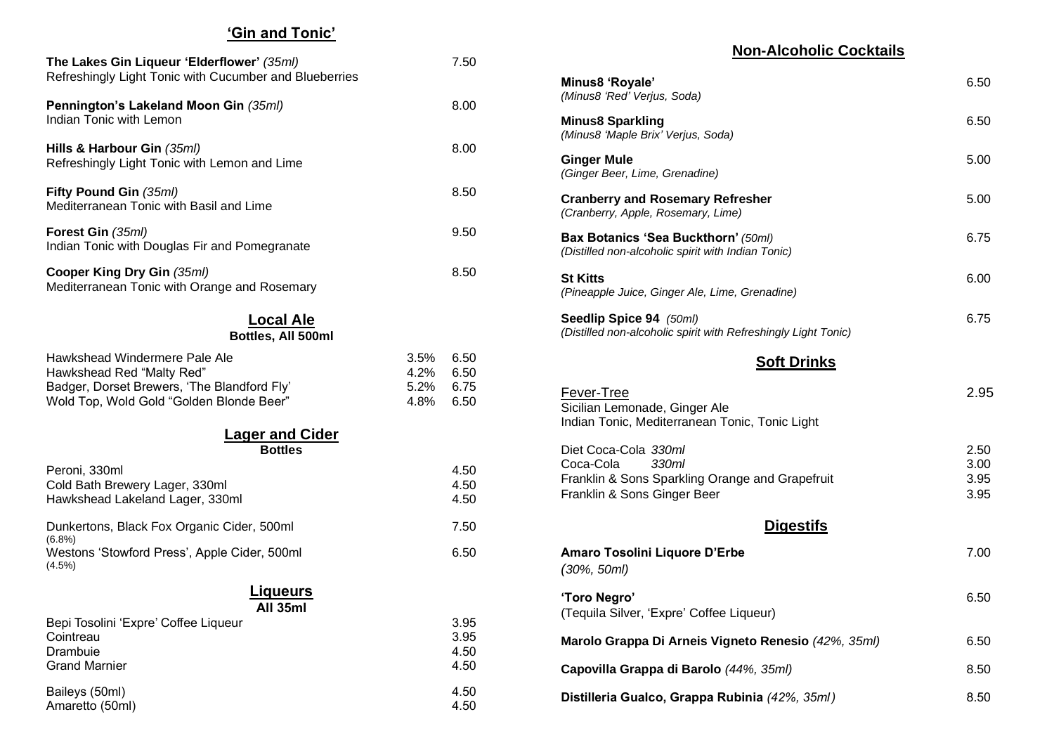## 'Gin and Tonic'

**The Lakes Gin Liqueur 'Elderflower'** *(35ml)* 7.50
Refreshingly Light Tonic with Cucumber and Blueberries

**Pennington's Lakeland Moon Gin** *(35ml)* 8.00
Indian Tonic with Lemon

**Hills & Harbour Gin** *(35ml)* 8.00
Refreshingly Light Tonic with Lemon and Lime

**Fifty Pound Gin** *(35ml)* 8.50
Mediterranean Tonic with Basil and Lime

**Forest Gin** *(35ml)* 9.50
Indian Tonic with Douglas Fir and Pomegranate

**Cooper King Dry Gin** *(35ml)* 8.50
Mediterranean Tonic with Orange and Rosemary

## Local Ale

**Bottles, All 500ml**

| | | |
|---|---|---|
| Hawkshead Windermere Pale Ale | 3.5% | 6.50 |
| Hawkshead Red "Malty Red" | 4.2% | 6.50 |
| Badger, Dorset Brewers, 'The Blandford Fly' | 5.2% | 6.75 |
| Wold Top, Wold Gold "Golden Blonde Beer" | 4.8% | 6.50 |

## Lager and Cider

**Bottles**

| | |
|---|---|
| Peroni, 330ml | 4.50 |
| Cold Bath Brewery Lager, 330ml | 4.50 |
| Hawkshead Lakeland Lager, 330ml | 4.50 |
| Dunkertons, Black Fox Organic Cider, 500ml (6.8%) | 7.50 |
| Westons 'Stowford Press', Apple Cider, 500ml (4.5%) | 6.50 |

## Liqueurs

**All 35ml**

| | |
|---|---|
| Bepi Tosolini 'Expre' Coffee Liqueur | 3.95 |
| Cointreau | 3.95 |
| Drambuie | 4.50 |
| Grand Marnier | 4.50 |
| Baileys (50ml) | 4.50 |
| Amaretto (50ml) | 4.50 |

## Non-Alcoholic Cocktails

**Minus8 'Royale'** 6.50
*(Minus8 'Red' Verjus, Soda)*

**Minus8 Sparkling** 6.50
*(Minus8 'Maple Brix' Verjus, Soda)*

**Ginger Mule** 5.00
*(Ginger Beer, Lime, Grenadine)*

**Cranberry and Rosemary Refresher** 5.00
*(Cranberry, Apple, Rosemary, Lime)*

**Bax Botanics 'Sea Buckthorn'** *(50ml)* 6.75
*(Distilled non-alcoholic spirit with Indian Tonic)*

**St Kitts** 6.00
*(Pineapple Juice, Ginger Ale, Lime, Grenadine)*

**Seedlip Spice 94** *(50ml)* 6.75
*(Distilled non-alcoholic spirit with Refreshingly Light Tonic)*

## Soft Drinks

Fever-Tree 2.95
Sicilian Lemonade, Ginger Ale
Indian Tonic, Mediterranean Tonic, Tonic Light

| | |
|---|---|
| Diet Coca-Cola *330ml* | 2.50 |
| Coca-Cola *330ml* | 3.00 |
| Franklin & Sons Sparkling Orange and Grapefruit | 3.95 |
| Franklin & Sons Ginger Beer | 3.95 |

## Digestifs

**Amaro Tosolini Liquore D'Erbe** 7.00
*(30%, 50ml)*

**'Toro Negro'** 6.50
(Tequila Silver, 'Expre' Coffee Liqueur)

**Marolo Grappa Di Arneis Vigneto Renesio** *(42%, 35ml)* 6.50

**Capovilla Grappa di Barolo** *(44%, 35ml)* 8.50

**Distilleria Gualco, Grappa Rubinia** *(42%, 35ml)* 8.50